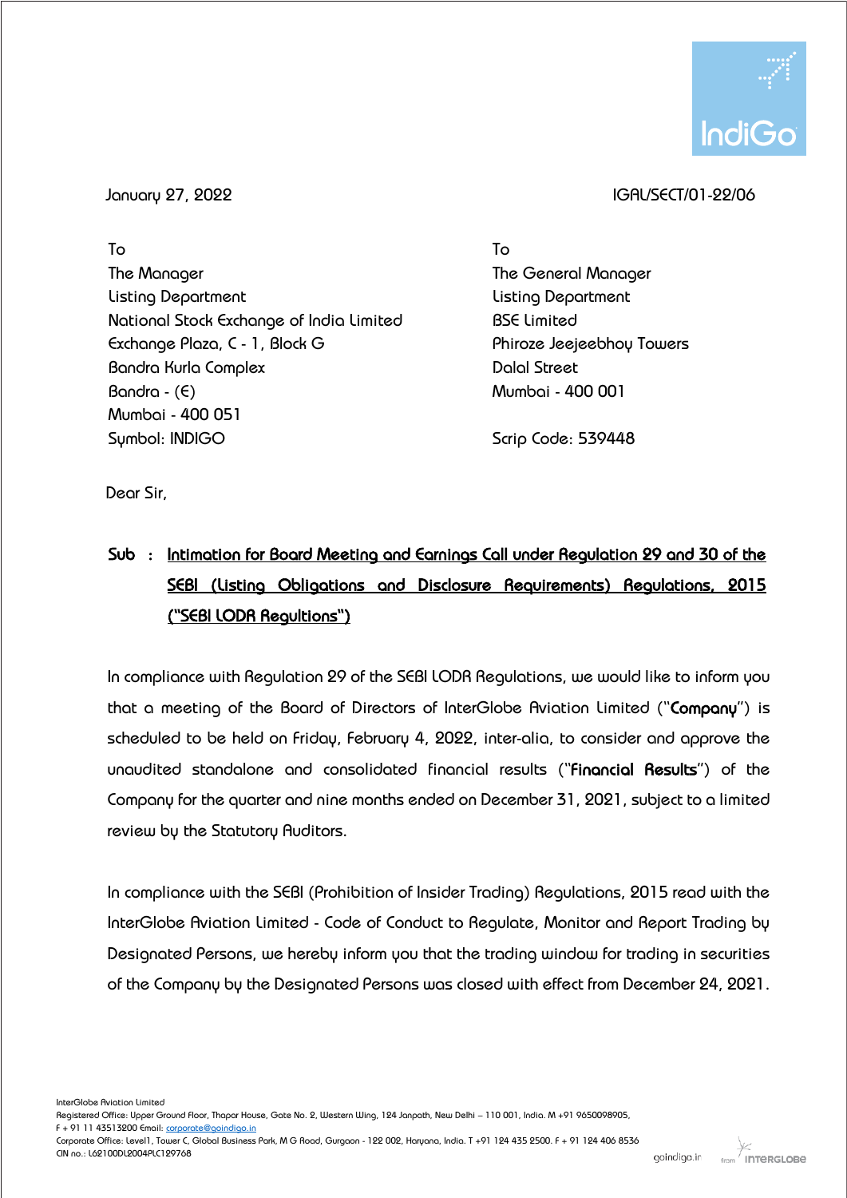January 27, 2022

IGAL/SECT/01-22/06

To
The Manager
Listing Department
National Stock Exchange of India Limited
Exchange Plaza, C - 1, Block G
Bandra Kurla Complex
Bandra - (E)
Mumbai - 400 051
Symbol: INDIGO

To
The General Manager
Listing Department
BSE Limited
Phiroze Jeejeebhoy Towers
Dalal Street
Mumbai - 400 001

Scrip Code: 539448

Dear Sir,

**Sub : Intimation for Board Meeting and Earnings Call under Regulation 29 and 30 of the SEBI (Listing Obligations and Disclosure Requirements) Regulations, 2015 ("SEBI LODR Regultions")**

In compliance with Regulation 29 of the SEBI LODR Regulations, we would like to inform you that a meeting of the Board of Directors of InterGlobe Aviation Limited ("**Company**") is scheduled to be held on Friday, February 4, 2022, inter-alia, to consider and approve the unaudited standalone and consolidated financial results ("**Financial Results**") of the Company for the quarter and nine months ended on December 31, 2021, subject to a limited review by the Statutory Auditors.

In compliance with the SEBI (Prohibition of Insider Trading) Regulations, 2015 read with the InterGlobe Aviation Limited - Code of Conduct to Regulate, Monitor and Report Trading by Designated Persons, we hereby inform you that the trading window for trading in securities of the Company by the Designated Persons was closed with effect from December 24, 2021.

InterGlobe Aviation Limited
Registered Office: Upper Ground Floor, Thapar House, Gate No. 2, Western Wing, 124 Janpath, New Delhi – 110 001, India. M +91 9650098905, F + 91 11 43513200 Email: corporate@goindigo.in
Corporate Office: Level1, Tower C, Global Business Park, M G Road, Gurgaon - 122 002, Haryana, India. T +91 124 435 2500. F + 91 124 406 8536
CIN no.: L62100DL2004PLC129768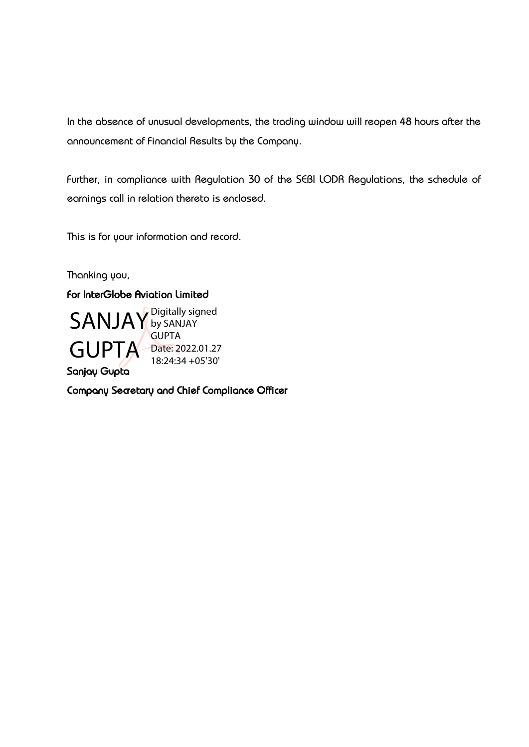In the absence of unusual developments, the trading window will reopen 48 hours after the announcement of Financial Results by the Company.

Further, in compliance with Regulation 30 of the SEBI LODR Regulations, the schedule of earnings call in relation thereto is enclosed.

This is for your information and record.

Thanking you,

**For InterGlobe Aviation Limited**

SANJAY GUPTA Digitally signed by SANJAY GUPTA Date: 2022.01.27 18:24:34 +05'30'

**Sanjay Gupta**

**Company Secretary and Chief Compliance Officer**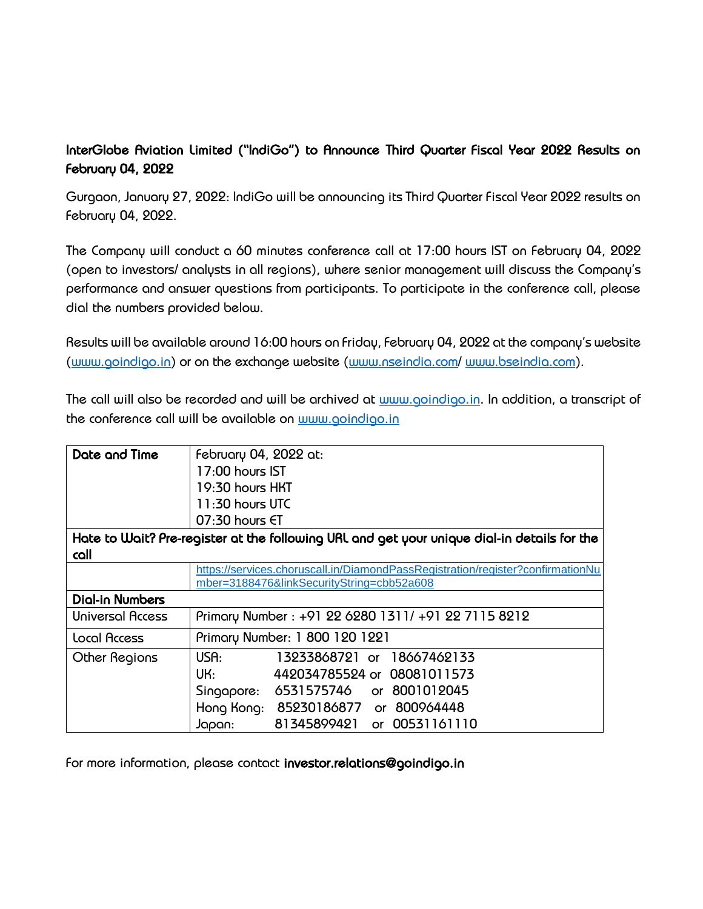**InterGlobe Aviation Limited ("IndiGo") to Announce Third Quarter Fiscal Year 2022 Results on February 04, 2022**

Gurgaon, January 27, 2022: IndiGo will be announcing its Third Quarter Fiscal Year 2022 results on February 04, 2022.

The Company will conduct a 60 minutes conference call at 17:00 hours IST on February 04, 2022 (open to investors/ analysts in all regions), where senior management will discuss the Company's performance and answer questions from participants. To participate in the conference call, please dial the numbers provided below.

Results will be available around 16:00 hours on Friday, February 04, 2022 at the company's website (www.goindigo.in) or on the exchange website (www.nseindia.com/ www.bseindia.com).

The call will also be recorded and will be archived at www.goindigo.in. In addition, a transcript of the conference call will be available on www.goindigo.in

| | |
|---|---|
| **Date and Time** | February 04, 2022 at:<br>17:00 hours IST<br>19:30 hours HKT<br>11:30 hours UTC<br>07:30 hours ET |
| **Hate to Wait? Pre-register at the following URL and get your unique dial-in details for the call** | |
| | https://services.choruscall.in/DiamondPassRegistration/register?confirmationNumber=3188476&linkSecurityString=cbb52a608 |
| **Dial-in Numbers** | |
| Universal Access | Primary Number : +91 22 6280 1311/ +91 22 7115 8212 |
| Local Access | Primary Number: 1 800 120 1221 |
| Other Regions | USA: 13233868721 or 18667462133<br>UK: 442034785524 or 08081011573<br>Singapore: 6531575746 or 8001012045<br>Hong Kong: 85230186877 or 800964448<br>Japan: 81345899421 or 00531161110 |

For more information, please contact **investor.relations@goindigo.in**